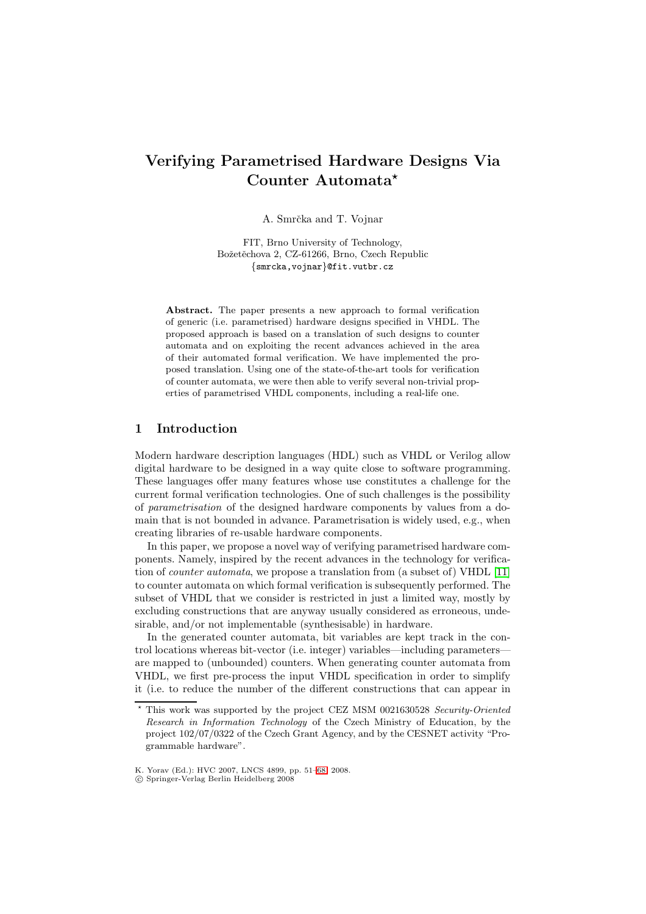# Verifying Parametrised Hardware Designs Via Counter Automata*

A. Smrčka and T. Vojnar

FIT, Brno University of Technology,
Božetěchova 2, CZ-61266, Brno, Czech Republic
{smrcka,vojnar}@fit.vutbr.cz

**Abstract.** The paper presents a new approach to formal verification of generic (i.e. parametrised) hardware designs specified in VHDL. The proposed approach is based on a translation of such designs to counter automata and on exploiting the recent advances achieved in the area of their automated formal verification. We have implemented the proposed translation. Using one of the state-of-the-art tools for verification of counter automata, we were then able to verify several non-trivial properties of parametrised VHDL components, including a real-life one.

## 1 Introduction

Modern hardware description languages (HDL) such as VHDL or Verilog allow digital hardware to be designed in a way quite close to software programming. These languages offer many features whose use constitutes a challenge for the current formal verification technologies. One of such challenges is the possibility of *parametrisation* of the designed hardware components by values from a domain that is not bounded in advance. Parametrisation is widely used, e.g., when creating libraries of re-usable hardware components.

In this paper, we propose a novel way of verifying parametrised hardware components. Namely, inspired by the recent advances in the technology for verification of *counter automata*, we propose a translation from (a subset of) VHDL [11] to counter automata on which formal verification is subsequently performed. The subset of VHDL that we consider is restricted in just a limited way, mostly by excluding constructions that are anyway usually considered as erroneous, undesirable, and/or not implementable (synthesisable) in hardware.

In the generated counter automata, bit variables are kept track in the control locations whereas bit-vector (i.e. integer) variables—including parameters—are mapped to (unbounded) counters. When generating counter automata from VHDL, we first pre-process the input VHDL specification in order to simplify it (i.e. to reduce the number of the different constructions that can appear in

* This work was supported by the project CEZ MSM 0021630528 *Security-Oriented Research in Information Technology* of the Czech Ministry of Education, by the project 102/07/0322 of the Czech Grant Agency, and by the CESNET activity "Programmable hardware".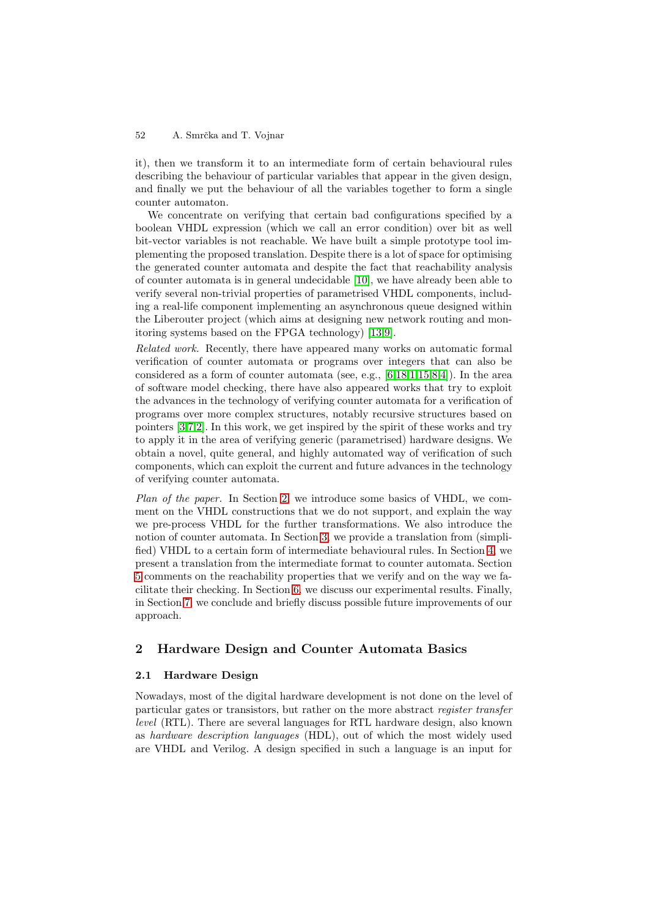it), then we transform it to an intermediate form of certain behavioural rules describing the behaviour of particular variables that appear in the given design, and finally we put the behaviour of all the variables together to form a single counter automaton.

We concentrate on verifying that certain bad configurations specified by a boolean VHDL expression (which we call an error condition) over bit as well bit-vector variables is not reachable. We have built a simple prototype tool implementing the proposed translation. Despite there is a lot of space for optimising the generated counter automata and despite the fact that reachability analysis of counter automata is in general undecidable [10], we have already been able to verify several non-trivial properties of parametrised VHDL components, including a real-life component implementing an asynchronous queue designed within the Liberouter project (which aims at designing new network routing and monitoring systems based on the FPGA technology) [13,9].

*Related work.* Recently, there have appeared many works on automatic formal verification of counter automata or programs over integers that can also be considered as a form of counter automata (see, e.g., [6,18,1,15,8,4]). In the area of software model checking, there have also appeared works that try to exploit the advances in the technology of verifying counter automata for a verification of programs over more complex structures, notably recursive structures based on pointers [3,7,2]. In this work, we get inspired by the spirit of these works and try to apply it in the area of verifying generic (parametrised) hardware designs. We obtain a novel, quite general, and highly automated way of verification of such components, which can exploit the current and future advances in the technology of verifying counter automata.

*Plan of the paper.* In Section 2, we introduce some basics of VHDL, we comment on the VHDL constructions that we do not support, and explain the way we pre-process VHDL for the further transformations. We also introduce the notion of counter automata. In Section 3, we provide a translation from (simplified) VHDL to a certain form of intermediate behavioural rules. In Section 4, we present a translation from the intermediate format to counter automata. Section 5 comments on the reachability properties that we verify and on the way we facilitate their checking. In Section 6, we discuss our experimental results. Finally, in Section 7, we conclude and briefly discuss possible future improvements of our approach.

## 2 Hardware Design and Counter Automata Basics

### 2.1 Hardware Design

Nowadays, most of the digital hardware development is not done on the level of particular gates or transistors, but rather on the more abstract *register transfer level* (RTL). There are several languages for RTL hardware design, also known as *hardware description languages* (HDL), out of which the most widely used are VHDL and Verilog. A design specified in such a language is an input for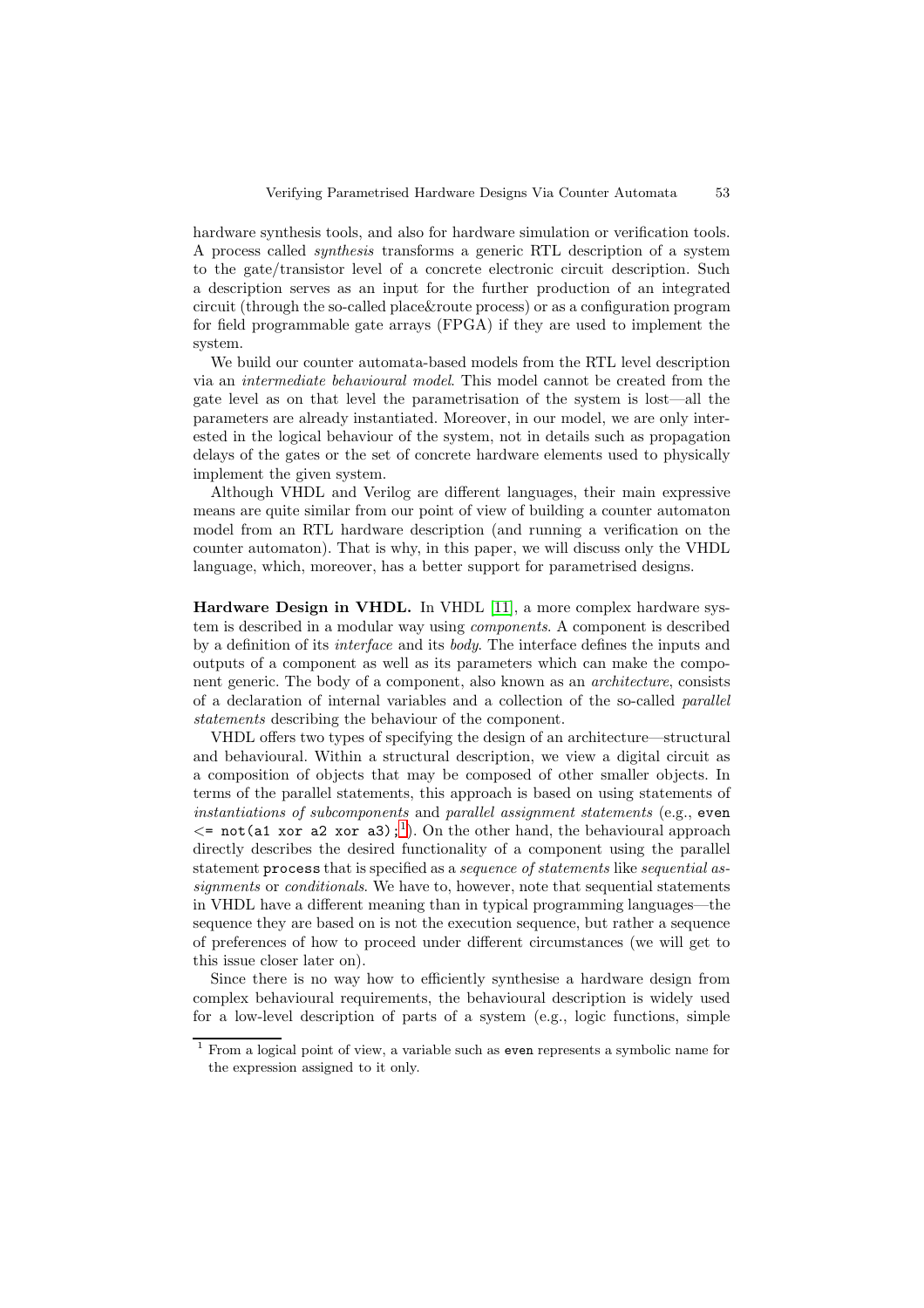hardware synthesis tools, and also for hardware simulation or verification tools. A process called *synthesis* transforms a generic RTL description of a system to the gate/transistor level of a concrete electronic circuit description. Such a description serves as an input for the further production of an integrated circuit (through the so-called place&route process) or as a configuration program for field programmable gate arrays (FPGA) if they are used to implement the system.

We build our counter automata-based models from the RTL level description via an *intermediate behavioural model*. This model cannot be created from the gate level as on that level the parametrisation of the system is lost—all the parameters are already instantiated. Moreover, in our model, we are only interested in the logical behaviour of the system, not in details such as propagation delays of the gates or the set of concrete hardware elements used to physically implement the given system.

Although VHDL and Verilog are different languages, their main expressive means are quite similar from our point of view of building a counter automaton model from an RTL hardware description (and running a verification on the counter automaton). That is why, in this paper, we will discuss only the VHDL language, which, moreover, has a better support for parametrised designs.

**Hardware Design in VHDL.** In VHDL [11], a more complex hardware system is described in a modular way using *components*. A component is described by a definition of its *interface* and its *body*. The interface defines the inputs and outputs of a component as well as its parameters which can make the component generic. The body of a component, also known as an *architecture*, consists of a declaration of internal variables and a collection of the so-called *parallel statements* describing the behaviour of the component.

VHDL offers two types of specifying the design of an architecture—structural and behavioural. Within a structural description, we view a digital circuit as a composition of objects that may be composed of other smaller objects. In terms of the parallel statements, this approach is based on using statements of *instantiations of subcomponents* and *parallel assignment statements* (e.g., `even <= not(a1 xor a2 xor a3);`[1]). On the other hand, the behavioural approach directly describes the desired functionality of a component using the parallel statement `process` that is specified as a *sequence of statements* like *sequential assignments* or *conditionals*. We have to, however, note that sequential statements in VHDL have a different meaning than in typical programming languages—the sequence they are based on is not the execution sequence, but rather a sequence of preferences of how to proceed under different circumstances (we will get to this issue closer later on).

Since there is no way how to efficiently synthesise a hardware design from complex behavioural requirements, the behavioural description is widely used for a low-level description of parts of a system (e.g., logic functions, simple

[1] From a logical point of view, a variable such as `even` represents a symbolic name for the expression assigned to it only.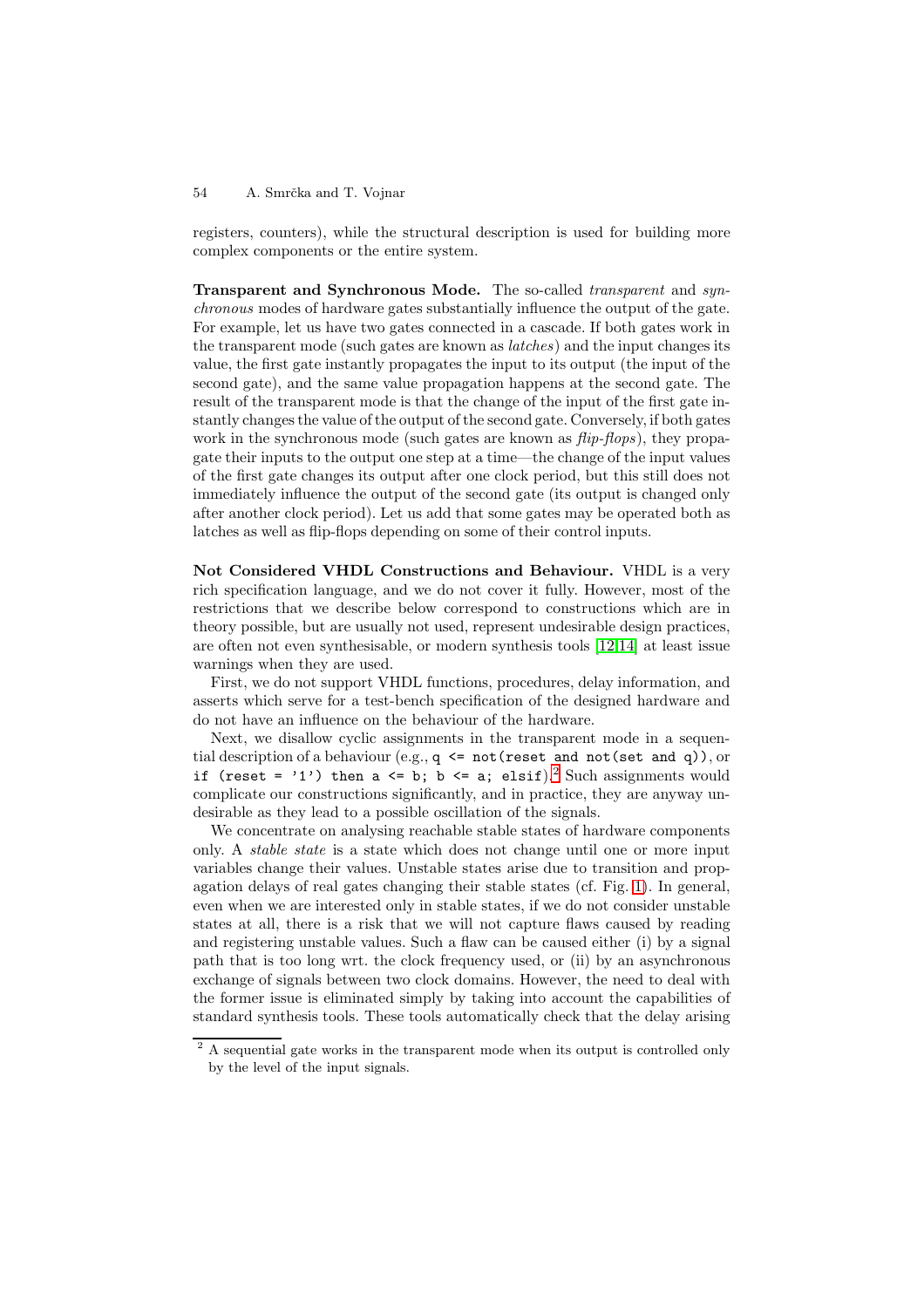registers, counters), while the structural description is used for building more complex components or the entire system.

**Transparent and Synchronous Mode.** The so-called *transparent* and *synchronous* modes of hardware gates substantially influence the output of the gate. For example, let us have two gates connected in a cascade. If both gates work in the transparent mode (such gates are known as *latches*) and the input changes its value, the first gate instantly propagates the input to its output (the input of the second gate), and the same value propagation happens at the second gate. The result of the transparent mode is that the change of the input of the first gate instantly changes the value of the output of the second gate. Conversely, if both gates work in the synchronous mode (such gates are known as *flip-flops*), they propagate their inputs to the output one step at a time—the change of the input values of the first gate changes its output after one clock period, but this still does not immediately influence the output of the second gate (its output is changed only after another clock period). Let us add that some gates may be operated both as latches as well as flip-flops depending on some of their control inputs.

**Not Considered VHDL Constructions and Behaviour.** VHDL is a very rich specification language, and we do not cover it fully. However, most of the restrictions that we describe below correspond to constructions which are in theory possible, but are usually not used, represent undesirable design practices, are often not even synthesisable, or modern synthesis tools [12,14] at least issue warnings when they are used.

First, we do not support VHDL functions, procedures, delay information, and asserts which serve for a test-bench specification of the designed hardware and do not have an influence on the behaviour of the hardware.

Next, we disallow cyclic assignments in the transparent mode in a sequential description of a behaviour (e.g., `q <= not(reset and not(set and q))`, or `if (reset = '1') then a <= b; b <= a; elsif`).[2] Such assignments would complicate our constructions significantly, and in practice, they are anyway undesirable as they lead to a possible oscillation of the signals.

We concentrate on analysing reachable stable states of hardware components only. A *stable state* is a state which does not change until one or more input variables change their values. Unstable states arise due to transition and propagation delays of real gates changing their stable states (cf. Fig. 1). In general, even when we are interested only in stable states, if we do not consider unstable states at all, there is a risk that we will not capture flaws caused by reading and registering unstable values. Such a flaw can be caused either (i) by a signal path that is too long wrt. the clock frequency used, or (ii) by an asynchronous exchange of signals between two clock domains. However, the need to deal with the former issue is eliminated simply by taking into account the capabilities of standard synthesis tools. These tools automatically check that the delay arising

[2] A sequential gate works in the transparent mode when its output is controlled only by the level of the input signals.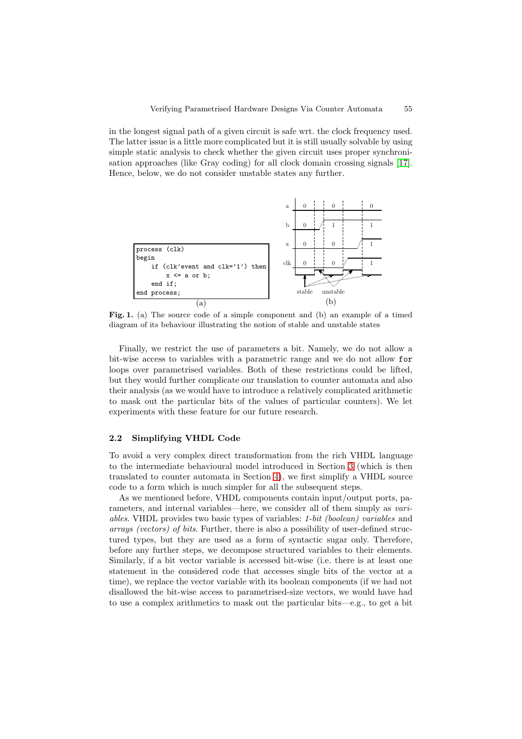in the longest signal path of a given circuit is safe wrt. the clock frequency used. The latter issue is a little more complicated but it is still usually solvable by using simple static analysis to check whether the given circuit uses proper synchronisation approaches (like Gray coding) for all clock domain crossing signals [17]. Hence, below, we do not consider unstable states any further.

```
process (clk)
begin
    if (clk'event and clk='1') then
        x <= a or b;
    end if;
end process;
```

**Fig. 1.** (a) The source code of a simple component and (b) an example of a timed diagram of its behaviour illustrating the notion of stable and unstable states

Finally, we restrict the use of parameters a bit. Namely, we do not allow a bit-wise access to variables with a parametric range and we do not allow `for` loops over parametrised variables. Both of these restrictions could be lifted, but they would further complicate our translation to counter automata and also their analysis (as we would have to introduce a relatively complicated arithmetic to mask out the particular bits of the values of particular counters). We let experiments with these feature for our future research.

### 2.2 Simplifying VHDL Code

To avoid a very complex direct transformation from the rich VHDL language to the intermediate behavioural model introduced in Section 3 (which is then translated to counter automata in Section 4), we first simplify a VHDL source code to a form which is much simpler for all the subsequent steps.

As we mentioned before, VHDL components contain input/output ports, parameters, and internal variables—here, we consider all of them simply as *variables*. VHDL provides two basic types of variables: *1-bit (boolean) variables* and *arrays (vectors) of bits*. Further, there is also a possibility of user-defined structured types, but they are used as a form of syntactic sugar only. Therefore, before any further steps, we decompose structured variables to their elements. Similarly, if a bit vector variable is accessed bit-wise (i.e. there is at least one statement in the considered code that accesses single bits of the vector at a time), we replace the vector variable with its boolean components (if we had not disallowed the bit-wise access to parametrised-size vectors, we would have had to use a complex arithmetics to mask out the particular bits—e.g., to get a bit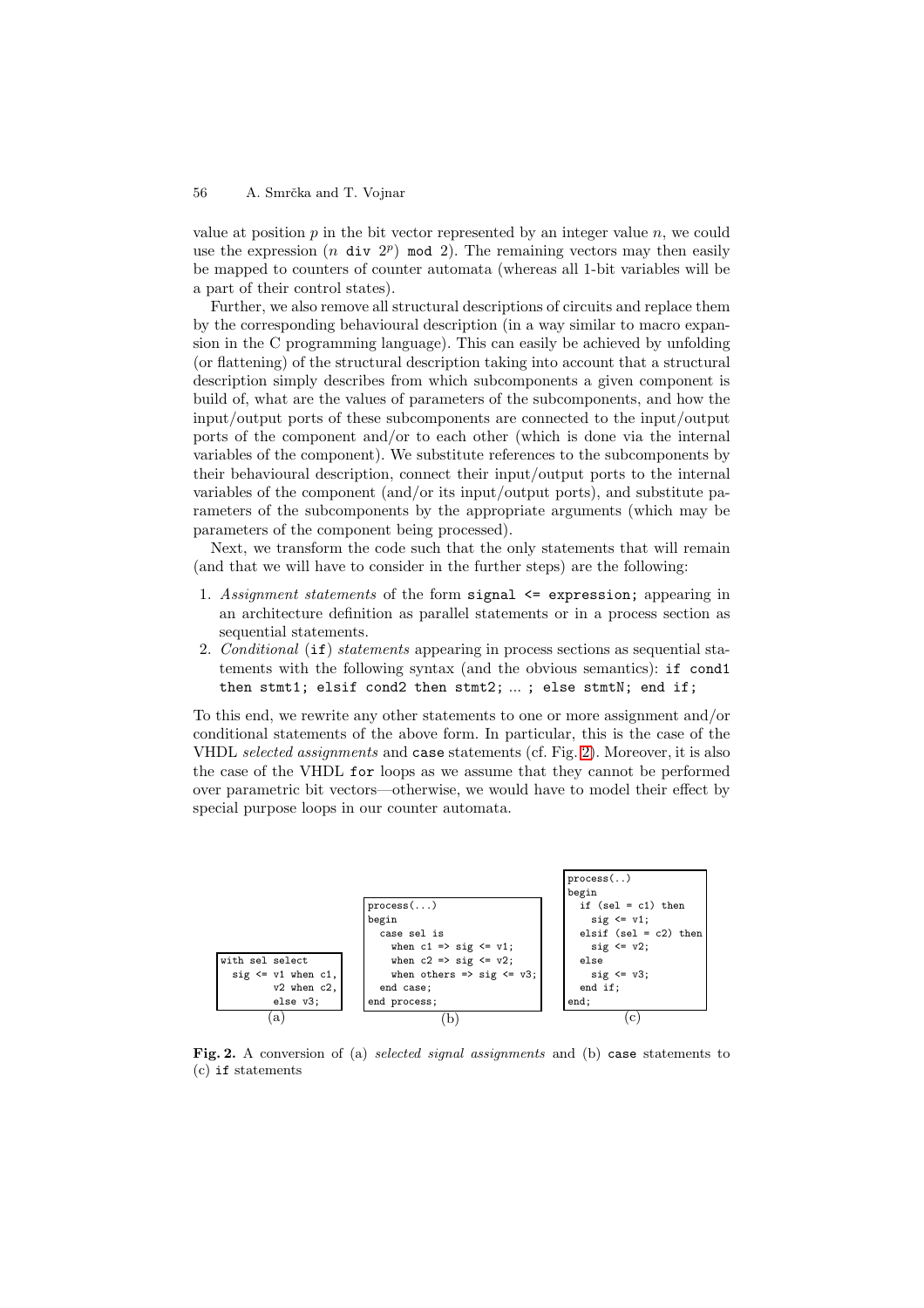value at position $p$ in the bit vector represented by an integer value $n$, we could use the expression ($n$ `div` $2^p$) `mod` 2). The remaining vectors may then easily be mapped to counters of counter automata (whereas all 1-bit variables will be a part of their control states).

Further, we also remove all structural descriptions of circuits and replace them by the corresponding behavioural description (in a way similar to macro expansion in the C programming language). This can easily be achieved by unfolding (or flattening) of the structural description taking into account that a structural description simply describes from which subcomponents a given component is build of, what are the values of parameters of the subcomponents, and how the input/output ports of these subcomponents are connected to the input/output ports of the component and/or to each other (which is done via the internal variables of the component). We substitute references to the subcomponents by their behavioural description, connect their input/output ports to the internal variables of the component (and/or its input/output ports), and substitute parameters of the subcomponents by the appropriate arguments (which may be parameters of the component being processed).

Next, we transform the code such that the only statements that will remain (and that we will have to consider in the further steps) are the following:

1. *Assignment statements* of the form `signal <= expression;` appearing in an architecture definition as parallel statements or in a process section as sequential statements.
2. *Conditional* (`if`) *statements* appearing in process sections as sequential statements with the following syntax (and the obvious semantics): `if cond1 then stmt1; elsif cond2 then stmt2; ... ; else stmtN; end if;`

To this end, we rewrite any other statements to one or more assignment and/or conditional statements of the above form. In particular, this is the case of the VHDL *selected assignments* and `case` statements (cf. Fig. 2). Moreover, it is also the case of the VHDL `for` loops as we assume that they cannot be performed over parametric bit vectors—otherwise, we would have to model their effect by special purpose loops in our counter automata.

```
with sel select
  sig <= v1 when c1,
         v2 when c2,
         else v3;
```
(a)

```
process(...)
begin
  case sel is
    when c1 => sig <= v1;
    when c2 => sig <= v2;
    when others => sig <= v3;
  end case;
end process;
```
(b)

```
process(..)
begin
  if (sel = c1) then
    sig <= v1;
  elsif (sel = c2) then
    sig <= v2;
  else
    sig <= v3;
  end if;
end;
```
(c)

**Fig. 2.** A conversion of (a) *selected signal assignments* and (b) `case` statements to (c) `if` statements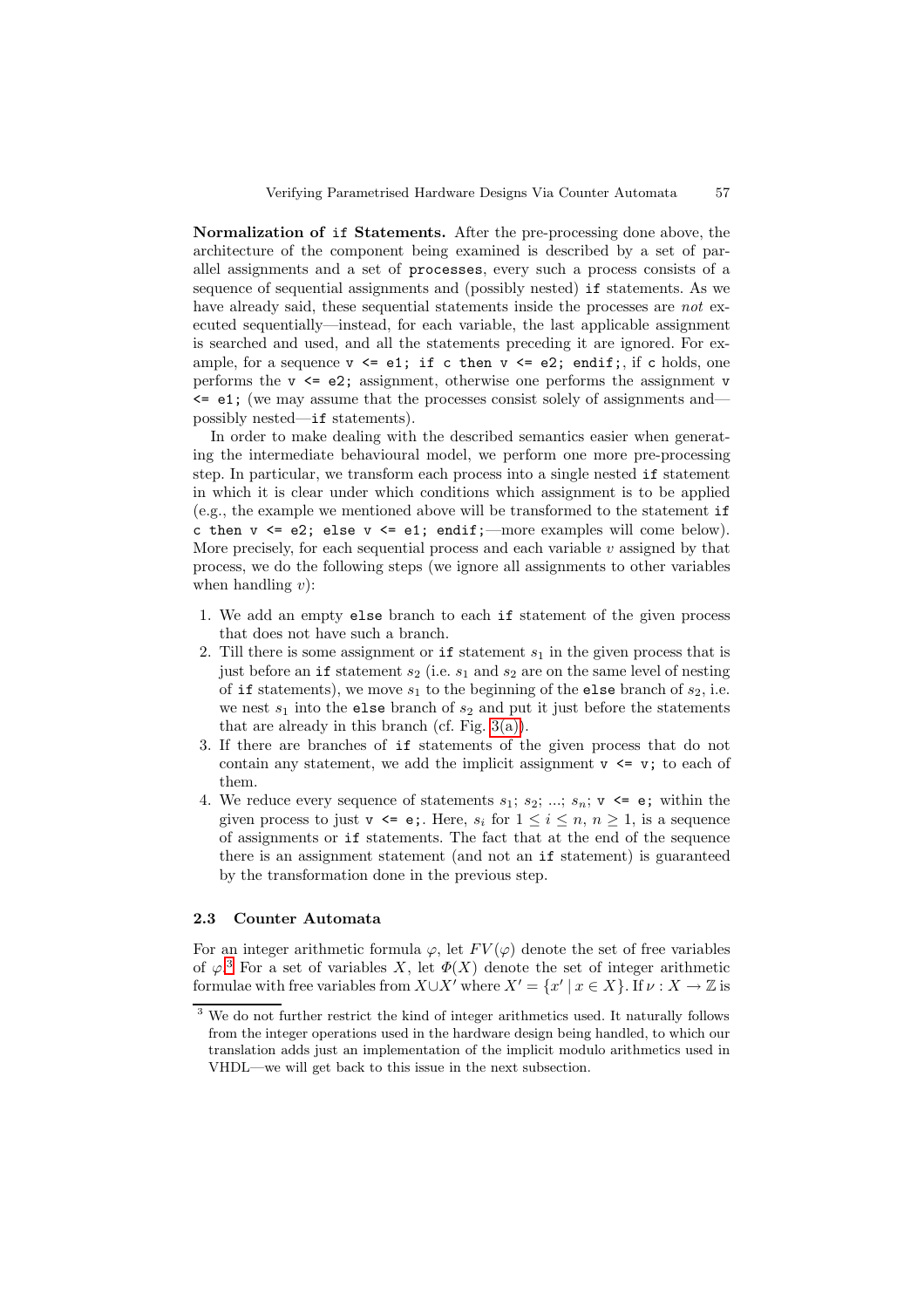**Normalization of if Statements.** After the pre-processing done above, the architecture of the component being examined is described by a set of parallel assignments and a set of `processes`, every such a process consists of a sequence of sequential assignments and (possibly nested) `if` statements. As we have already said, these sequential statements inside the processes are *not* executed sequentially—instead, for each variable, the last applicable assignment is searched and used, and all the statements preceding it are ignored. For example, for a sequence `v <= e1; if c then v <= e2; endif;`, if `c` holds, one performs the `v <= e2;` assignment, otherwise one performs the assignment `v <= e1;` (we may assume that the processes consist solely of assignments and—possibly nested—`if` statements).

In order to make dealing with the described semantics easier when generating the intermediate behavioural model, we perform one more pre-processing step. In particular, we transform each process into a single nested `if` statement in which it is clear under which conditions which assignment is to be applied (e.g., the example we mentioned above will be transformed to the statement `if c then v <= e2; else v <= e1; endif;`—more examples will come below). More precisely, for each sequential process and each variable $v$ assigned by that process, we do the following steps (we ignore all assignments to other variables when handling $v$):

1. We add an empty `else` branch to each `if` statement of the given process that does not have such a branch.
2. Till there is some assignment or `if` statement $s_1$ in the given process that is just before an `if` statement $s_2$ (i.e. $s_1$ and $s_2$ are on the same level of nesting of `if` statements), we move $s_1$ to the beginning of the `else` branch of $s_2$, i.e. we nest $s_1$ into the `else` branch of $s_2$ and put it just before the statements that are already in this branch (cf. Fig. 3(a)).
3. If there are branches of `if` statements of the given process that do not contain any statement, we add the implicit assignment `v <= v;` to each of them.
4. We reduce every sequence of statements $s_1$; $s_2$; ...; $s_n$; `v <= e;` within the given process to just `v <= e;`. Here, $s_i$ for $1 \leq i \leq n$, $n \geq 1$, is a sequence of assignments or `if` statements. The fact that at the end of the sequence there is an assignment statement (and not an `if` statement) is guaranteed by the transformation done in the previous step.

### 2.3 Counter Automata

For an integer arithmetic formula $\varphi$, let $FV(\varphi)$ denote the set of free variables of $\varphi$.[3] For a set of variables $X$, let $\Phi(X)$ denote the set of integer arithmetic formulae with free variables from $X \cup X'$ where $X' = \{x' \mid x \in X\}$. If $\nu : X \to \mathbb{Z}$ is

[3] We do not further restrict the kind of integer arithmetics used. It naturally follows from the integer operations used in the hardware design being handled, to which our translation adds just an implementation of the implicit modulo arithmetics used in VHDL—we will get back to this issue in the next subsection.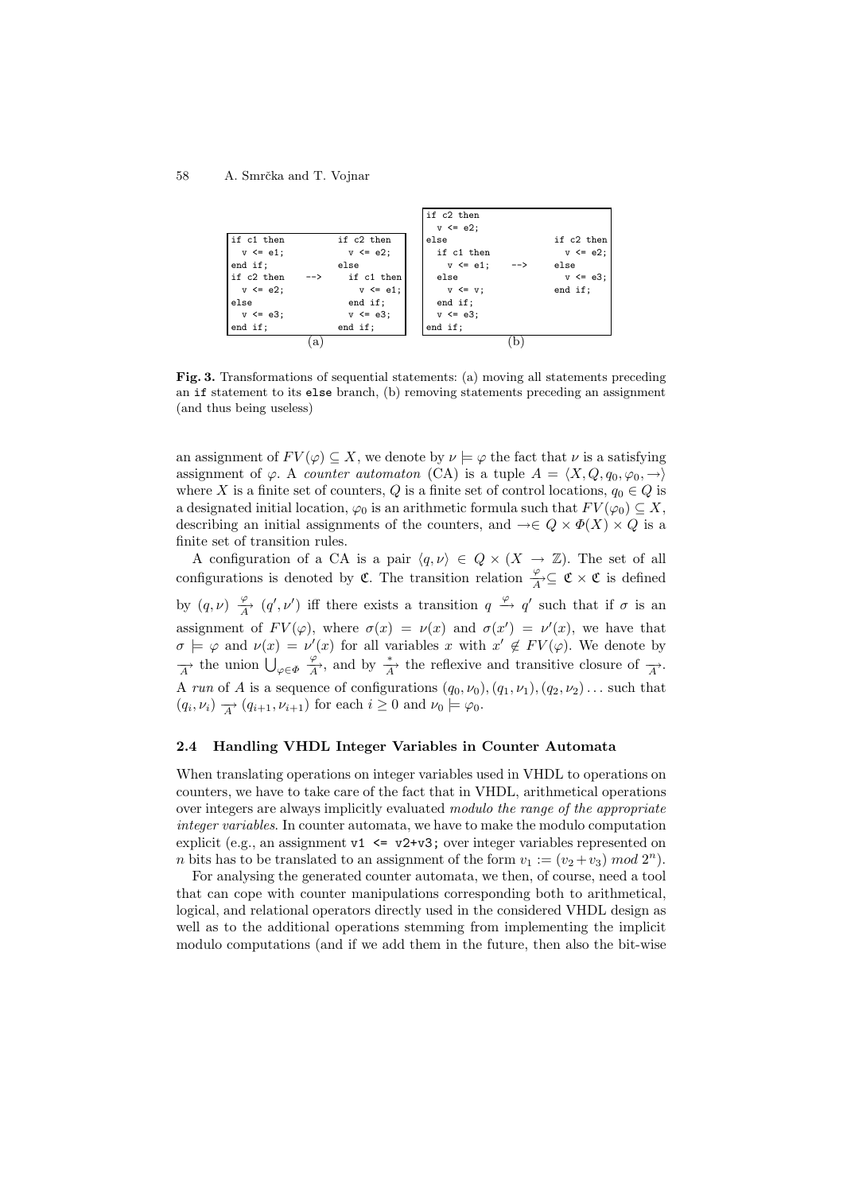```
if c1 then              if c2 then
  v <= e1;                v <= e2;
end if;                 else
if c2 then     -->        if c1 then
  v <= e2;                  v <= e1;
else                      end if;
  v <= e3;                v <= e3;
end if;                 end if;
```

(a)

```
if c2 then
  v <= e2;
else                    if c2 then
  if c1 then              v <= e2;
    v <= e1;   -->      else
  else                    v <= e3;
    v <= v;             end if;
  end if;
  v <= e3;
end if;
```

(b)

**Fig. 3.** Transformations of sequential statements: (a) moving all statements preceding an `if` statement to its `else` branch, (b) removing statements preceding an assignment (and thus being useless)

an assignment of $FV(\varphi) \subseteq X$, we denote by $\nu \models \varphi$ the fact that $\nu$ is a satisfying assignment of $\varphi$. A *counter automaton* (CA) is a tuple $A = \langle X, Q, q_0, \varphi_0, \rightarrow \rangle$ where $X$ is a finite set of counters, $Q$ is a finite set of control locations, $q_0 \in Q$ is a designated initial location, $\varphi_0$ is an arithmetic formula such that $FV(\varphi_0) \subseteq X$, describing an initial assignments of the counters, and $\rightarrow \in Q \times \Phi(X) \times Q$ is a finite set of transition rules.

A configuration of a CA is a pair $\langle q, \nu \rangle \in Q \times (X \rightarrow \mathbb{Z})$. The set of all configurations is denoted by $\mathfrak{C}$. The transition relation $\xrightarrow[A]{\varphi} \subseteq \mathfrak{C} \times \mathfrak{C}$ is defined by $(q, \nu) \xrightarrow[A]{\varphi} (q', \nu')$ iff there exists a transition $q \xrightarrow{\varphi} q'$ such that if $\sigma$ is an assignment of $FV(\varphi)$, where $\sigma(x) = \nu(x)$ and $\sigma(x') = \nu'(x)$, we have that $\sigma \models \varphi$ and $\nu(x) = \nu'(x)$ for all variables $x$ with $x' \notin FV(\varphi)$. We denote by $\xrightarrow[A]{}$ the union $\bigcup_{\varphi \in \Phi} \xrightarrow[A]{\varphi}$, and by $\xrightarrow[A]{*}$ the reflexive and transitive closure of $\xrightarrow[A]{}$. A *run* of $A$ is a sequence of configurations $(q_0, \nu_0), (q_1, \nu_1), (q_2, \nu_2) \ldots$ such that $(q_i, \nu_i) \xrightarrow[A]{} (q_{i+1}, \nu_{i+1})$ for each $i \geq 0$ and $\nu_0 \models \varphi_0$.

### 2.4 Handling VHDL Integer Variables in Counter Automata

When translating operations on integer variables used in VHDL to operations on counters, we have to take care of the fact that in VHDL, arithmetical operations over integers are always implicitly evaluated *modulo the range of the appropriate integer variables*. In counter automata, we have to make the modulo computation explicit (e.g., an assignment `v1 <= v2+v3;` over integer variables represented on $n$ bits has to be translated to an assignment of the form $v_1 := (v_2 + v_3)\ mod\ 2^n$).

For analysing the generated counter automata, we then, of course, need a tool that can cope with counter manipulations corresponding both to arithmetical, logical, and relational operators directly used in the considered VHDL design as well as to the additional operations stemming from implementing the implicit modulo computations (and if we add them in the future, then also the bit-wise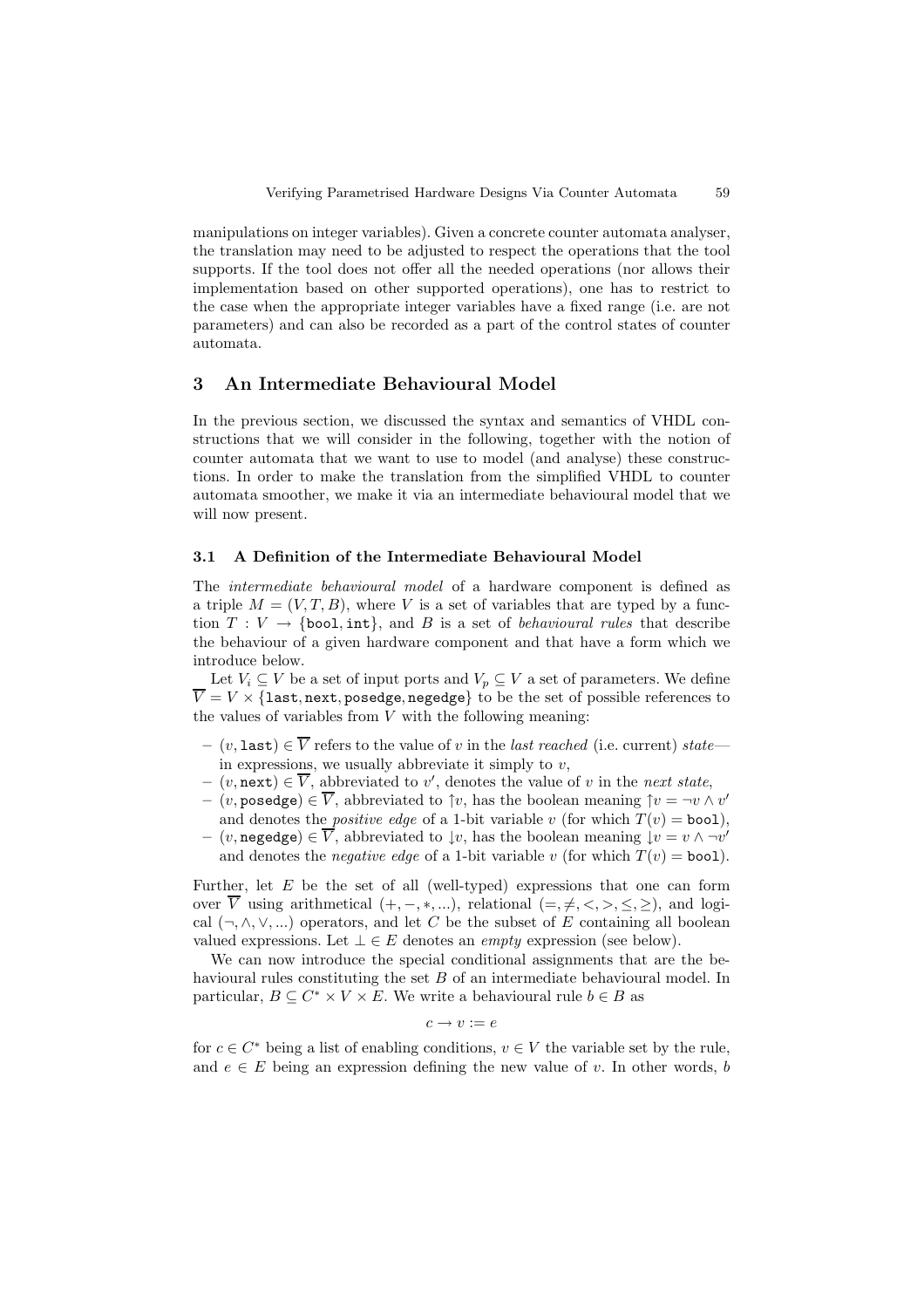manipulations on integer variables). Given a concrete counter automata analyser, the translation may need to be adjusted to respect the operations that the tool supports. If the tool does not offer all the needed operations (nor allows their implementation based on other supported operations), one has to restrict to the case when the appropriate integer variables have a fixed range (i.e. are not parameters) and can also be recorded as a part of the control states of counter automata.

## 3 An Intermediate Behavioural Model

In the previous section, we discussed the syntax and semantics of VHDL constructions that we will consider in the following, together with the notion of counter automata that we want to use to model (and analyse) these constructions. In order to make the translation from the simplified VHDL to counter automata smoother, we make it via an intermediate behavioural model that we will now present.

### 3.1 A Definition of the Intermediate Behavioural Model

The *intermediate behavioural model* of a hardware component is defined as a triple $M = (V, T, B)$, where $V$ is a set of variables that are typed by a function $T : V \rightarrow \{\texttt{bool}, \texttt{int}\}$, and $B$ is a set of *behavioural rules* that describe the behaviour of a given hardware component and that have a form which we introduce below.

Let $V_i \subseteq V$ be a set of input ports and $V_p \subseteq V$ a set of parameters. We define $\overline{V} = V \times \{\texttt{last}, \texttt{next}, \texttt{posedge}, \texttt{negedge}\}$ to be the set of possible references to the values of variables from $V$ with the following meaning:

- $(v, \texttt{last}) \in \overline{V}$ refers to the value of $v$ in the *last reached* (i.e. current) *state*—in expressions, we usually abbreviate it simply to $v$,
- $(v, \texttt{next}) \in \overline{V}$, abbreviated to $v'$, denotes the value of $v$ in the *next state*,
- $(v, \texttt{posedge}) \in \overline{V}$, abbreviated to $\uparrow v$, has the boolean meaning $\uparrow v = \neg v \wedge v'$ and denotes the *positive edge* of a 1-bit variable $v$ (for which $T(v) = \texttt{bool}$),
- $(v, \texttt{negedge}) \in \overline{V}$, abbreviated to $\downarrow v$, has the boolean meaning $\downarrow v = v \wedge \neg v'$ and denotes the *negative edge* of a 1-bit variable $v$ (for which $T(v) = \texttt{bool}$).

Further, let $E$ be the set of all (well-typed) expressions that one can form over $\overline{V}$ using arithmetical $(+, -, *, ...)$, relational $(=, \neq, <, >, \leq, \geq)$, and logical $(\neg, \wedge, \vee, ...)$ operators, and let $C$ be the subset of $E$ containing all boolean valued expressions. Let $\perp \in E$ denotes an *empty* expression (see below).

We can now introduce the special conditional assignments that are the behavioural rules constituting the set $B$ of an intermediate behavioural model. In particular, $B \subseteq C^* \times V \times E$. We write a behavioural rule $b \in B$ as

$$c \rightarrow v := e$$

for $c \in C^*$ being a list of enabling conditions, $v \in V$ the variable set by the rule, and $e \in E$ being an expression defining the new value of $v$. In other words, $b$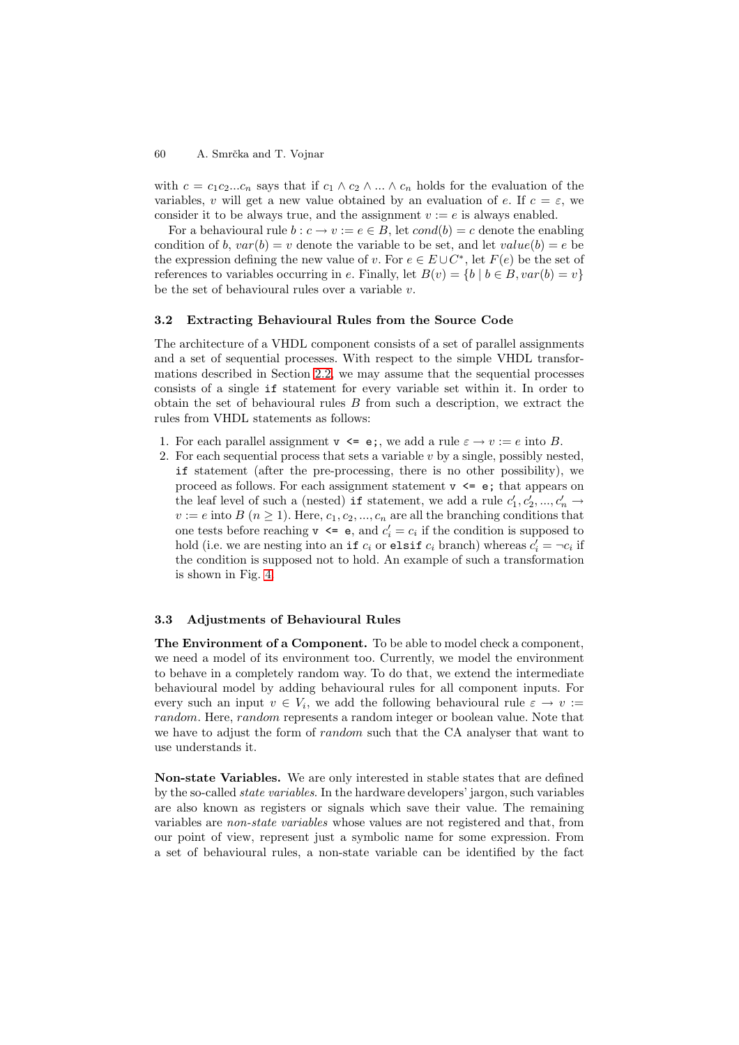with $c = c_1 c_2 ... c_n$ says that if $c_1 \wedge c_2 \wedge ... \wedge c_n$ holds for the evaluation of the variables, $v$ will get a new value obtained by an evaluation of $e$. If $c = \varepsilon$, we consider it to be always true, and the assignment $v := e$ is always enabled.

For a behavioural rule $b : c \rightarrow v := e \in B$, let $cond(b) = c$ denote the enabling condition of $b$, $var(b) = v$ denote the variable to be set, and let $value(b) = e$ be the expression defining the new value of $v$. For $e \in E \cup C^*$, let $F(e)$ be the set of references to variables occurring in $e$. Finally, let $B(v) = \{b \mid b \in B, var(b) = v\}$ be the set of behavioural rules over a variable $v$.

### 3.2 Extracting Behavioural Rules from the Source Code

The architecture of a VHDL component consists of a set of parallel assignments and a set of sequential processes. With respect to the simple VHDL transformations described in Section 2.2, we may assume that the sequential processes consists of a single `if` statement for every variable set within it. In order to obtain the set of behavioural rules $B$ from such a description, we extract the rules from VHDL statements as follows:

1. For each parallel assignment `v <= e;`, we add a rule $\varepsilon \rightarrow v := e$ into $B$.
2. For each sequential process that sets a variable $v$ by a single, possibly nested, `if` statement (after the pre-processing, there is no other possibility), we proceed as follows. For each assignment statement `v <= e;` that appears on the leaf level of such a (nested) `if` statement, we add a rule $c'_1, c'_2, ..., c'_n \rightarrow v := e$ into $B$ ($n \geq 1$). Here, $c_1, c_2, ..., c_n$ are all the branching conditions that one tests before reaching `v <= e`, and $c'_i = c_i$ if the condition is supposed to hold (i.e. we are nesting into an `if` $c_i$ or `elsif` $c_i$ branch) whereas $c'_i = \neg c_i$ if the condition is supposed not to hold. An example of such a transformation is shown in Fig. 4.

### 3.3 Adjustments of Behavioural Rules

**The Environment of a Component.** To be able to model check a component, we need a model of its environment too. Currently, we model the environment to behave in a completely random way. To do that, we extend the intermediate behavioural model by adding behavioural rules for all component inputs. For every such an input $v \in V_i$, we add the following behavioural rule $\varepsilon \rightarrow v := random$. Here, *random* represents a random integer or boolean value. Note that we have to adjust the form of *random* such that the CA analyser that want to use understands it.

**Non-state Variables.** We are only interested in stable states that are defined by the so-called *state variables*. In the hardware developers' jargon, such variables are also known as registers or signals which save their value. The remaining variables are *non-state variables* whose values are not registered and that, from our point of view, represent just a symbolic name for some expression. From a set of behavioural rules, a non-state variable can be identified by the fact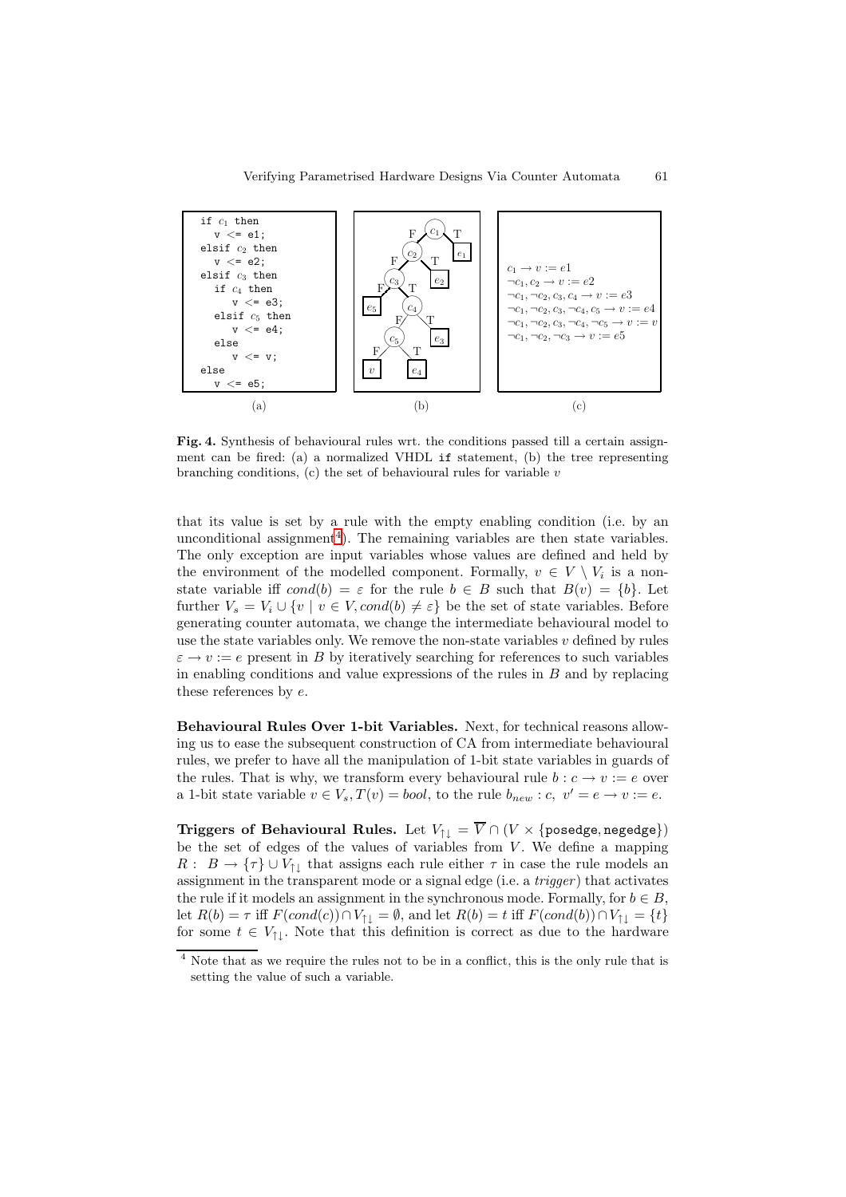```
if c1 then
  v <= e1;
elsif c2 then
  v <= e2;
elsif c3 then
  if c4 then
    v <= e3;
  elsif c5 then
    v <= e4;
  else
    v <= v;
else
  v <= e5;
```

(a)

(b)

$c_1 \rightarrow v := e1$
$\neg c_1, c_2 \rightarrow v := e2$
$\neg c_1, \neg c_2, c_3, c_4 \rightarrow v := e3$
$\neg c_1, \neg c_2, c_3, \neg c_4, c_5 \rightarrow v := e4$
$\neg c_1, \neg c_2, c_3, \neg c_4, \neg c_5 \rightarrow v := v$
$\neg c_1, \neg c_2, \neg c_3 \rightarrow v := e5$

(c)

**Fig. 4.** Synthesis of behavioural rules wrt. the conditions passed till a certain assignment can be fired: (a) a normalized VHDL `if` statement, (b) the tree representing branching conditions, (c) the set of behavioural rules for variable $v$

that its value is set by a rule with the empty enabling condition (i.e. by an unconditional assignment[4]). The remaining variables are then state variables. The only exception are input variables whose values are defined and held by the environment of the modelled component. Formally, $v \in V \setminus V_i$ is a non-state variable iff $cond(b) = \varepsilon$ for the rule $b \in B$ such that $B(v) = \{b\}$. Let further $V_s = V_i \cup \{v \mid v \in V, cond(b) \neq \varepsilon\}$ be the set of state variables. Before generating counter automata, we change the intermediate behavioural model to use the state variables only. We remove the non-state variables $v$ defined by rules $\varepsilon \rightarrow v := e$ present in $B$ by iteratively searching for references to such variables in enabling conditions and value expressions of the rules in $B$ and by replacing these references by $e$.

**Behavioural Rules Over 1-bit Variables.** Next, for technical reasons allowing us to ease the subsequent construction of CA from intermediate behavioural rules, we prefer to have all the manipulation of 1-bit state variables in guards of the rules. That is why, we transform every behavioural rule $b : c \rightarrow v := e$ over a 1-bit state variable $v \in V_s, T(v) = bool$, to the rule $b_{new} : c,\ v' = e \rightarrow v := e$.

**Triggers of Behavioural Rules.** Let $V_{\uparrow\downarrow} = \overline{V} \cap (V \times \{\texttt{posedge}, \texttt{negedge}\})$ be the set of edges of the values of variables from $V$. We define a mapping $R :\ B \rightarrow \{\tau\} \cup V_{\uparrow\downarrow}$ that assigns each rule either $\tau$ in case the rule models an assignment in the transparent mode or a signal edge (i.e. a *trigger*) that activates the rule if it models an assignment in the synchronous mode. Formally, for $b \in B$, let $R(b) = \tau$ iff $F(cond(c)) \cap V_{\uparrow\downarrow} = \emptyset$, and let $R(b) = t$ iff $F(cond(b)) \cap V_{\uparrow\downarrow} = \{t\}$ for some $t \in V_{\uparrow\downarrow}$. Note that this definition is correct as due to the hardware

[4] Note that as we require the rules not to be in a conflict, this is the only rule that is setting the value of such a variable.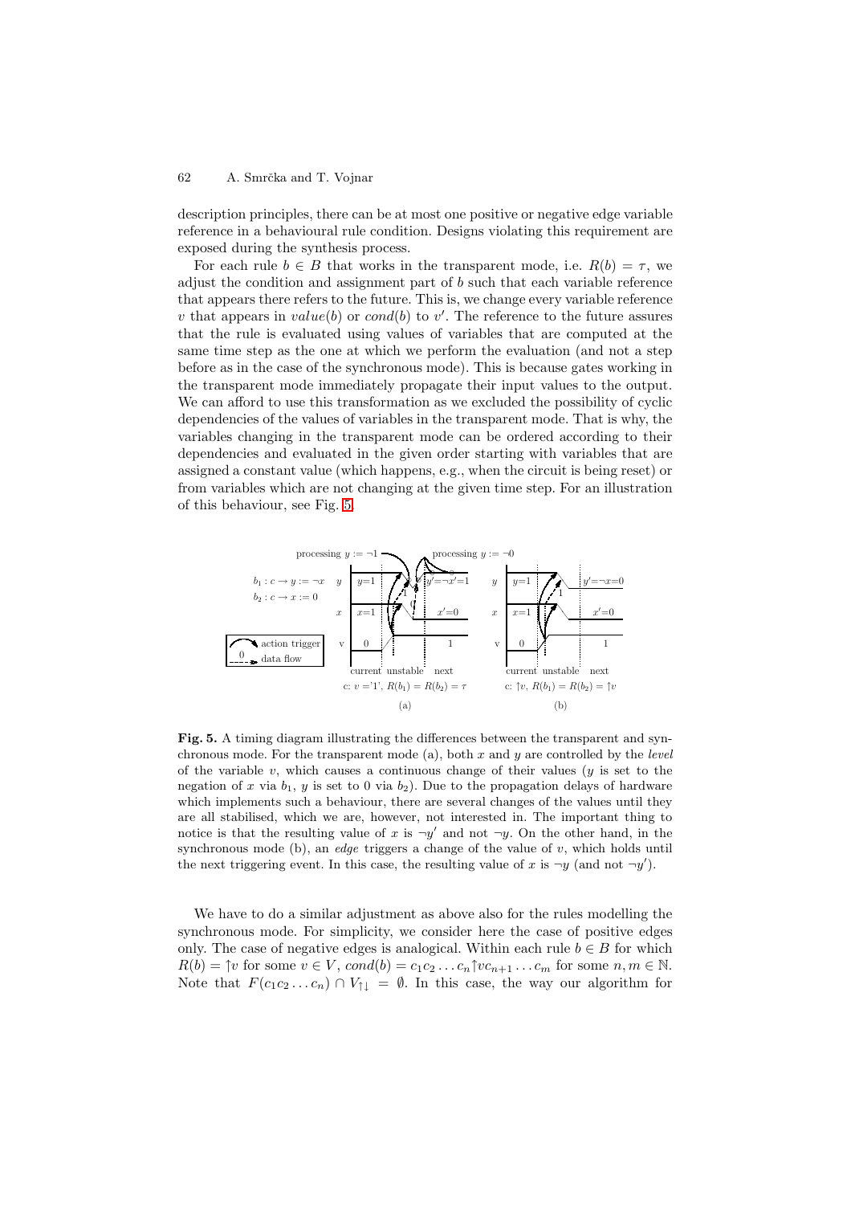description principles, there can be at most one positive or negative edge variable reference in a behavioural rule condition. Designs violating this requirement are exposed during the synthesis process.

For each rule $b \in B$ that works in the transparent mode, i.e. $R(b) = \tau$, we adjust the condition and assignment part of $b$ such that each variable reference that appears there refers to the future. This is, we change every variable reference $v$ that appears in $value(b)$ or $cond(b)$ to $v'$. The reference to the future assures that the rule is evaluated using values of variables that are computed at the same time step as the one at which we perform the evaluation (and not a step before as in the case of the synchronous mode). This is because gates working in the transparent mode immediately propagate their input values to the output. We can afford to use this transformation as we excluded the possibility of cyclic dependencies of the values of variables in the transparent mode. That is why, the variables changing in the transparent mode can be ordered according to their dependencies and evaluated in the given order starting with variables that are assigned a constant value (which happens, e.g., when the circuit is being reset) or from variables which are not changing at the given time step. For an illustration of this behaviour, see Fig. 5.

processing $y := \neg 1$

processing $y := \neg 0$

$b_1 : c \rightarrow y := \neg x$

$b_2 : c \rightarrow x := 0$

action trigger

data flow

$y=1$

$y'=\neg x'=1$

$x=1$

$x'=0$

$y'=\neg x=0$

current unstable next

c: $v =$'1', $R(b_1) = R(b_2) = \tau$

c: $\uparrow v$, $R(b_1) = R(b_2) = \uparrow v$

(a)

(b)

**Fig. 5.** A timing diagram illustrating the differences between the transparent and synchronous mode. For the transparent mode (a), both $x$ and $y$ are controlled by the *level* of the variable $v$, which causes a continuous change of their values ($y$ is set to the negation of $x$ via $b_1$, $y$ is set to 0 via $b_2$). Due to the propagation delays of hardware which implements such a behaviour, there are several changes of the values until they are all stabilised, which we are, however, not interested in. The important thing to notice is that the resulting value of $x$ is $\neg y'$ and not $\neg y$. On the other hand, in the synchronous mode (b), an *edge* triggers a change of the value of $v$, which holds until the next triggering event. In this case, the resulting value of $x$ is $\neg y$ (and not $\neg y'$).

We have to do a similar adjustment as above also for the rules modelling the synchronous mode. For simplicity, we consider here the case of positive edges only. The case of negative edges is analogical. Within each rule $b \in B$ for which $R(b) = \uparrow v$ for some $v \in V$, $cond(b) = c_1 c_2 \ldots c_n \uparrow v c_{n+1} \ldots c_m$ for some $n, m \in \mathbb{N}$. Note that $F(c_1 c_2 \ldots c_n) \cap V_{\uparrow\downarrow} = \emptyset$. In this case, the way our algorithm for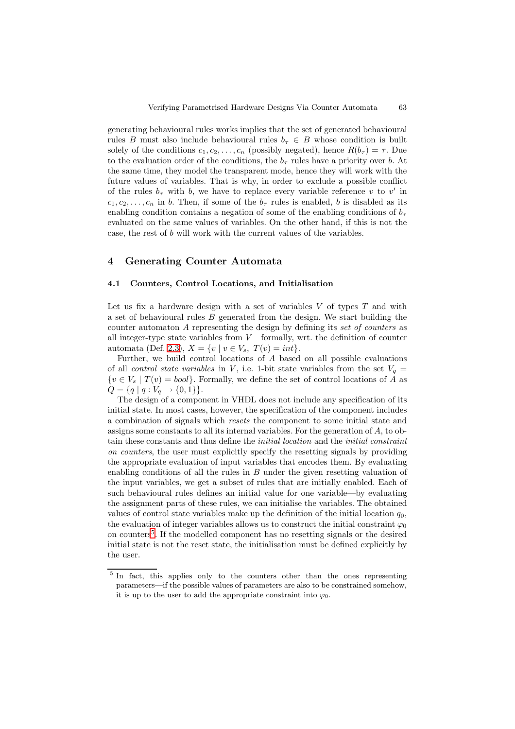generating behavioural rules works implies that the set of generated behavioural rules $B$ must also include behavioural rules $b_\tau \in B$ whose condition is built solely of the conditions $c_1, c_2, \ldots, c_n$ (possibly negated), hence $R(b_\tau) = \tau$. Due to the evaluation order of the conditions, the $b_\tau$ rules have a priority over $b$. At the same time, they model the transparent mode, hence they will work with the future values of variables. That is why, in order to exclude a possible conflict of the rules $b_\tau$ with $b$, we have to replace every variable reference $v$ to $v'$ in $c_1, c_2, \ldots, c_n$ in $b$. Then, if some of the $b_\tau$ rules is enabled, $b$ is disabled as its enabling condition contains a negation of some of the enabling conditions of $b_\tau$ evaluated on the same values of variables. On the other hand, if this is not the case, the rest of $b$ will work with the current values of the variables.

## 4 Generating Counter Automata

### 4.1 Counters, Control Locations, and Initialisation

Let us fix a hardware design with a set of variables $V$ of types $T$ and with a set of behavioural rules $B$ generated from the design. We start building the counter automaton $A$ representing the design by defining its *set of counters* as all integer-type state variables from $V$—formally, wrt. the definition of counter automata (Def. 2.3), $X = \{v \mid v \in V_s,\ T(v) = int\}$.

Further, we build control locations of $A$ based on all possible evaluations of all *control state variables* in $V$, i.e. 1-bit state variables from the set $V_q = \{v \in V_s \mid T(v) = bool\}$. Formally, we define the set of control locations of $A$ as $Q = \{q \mid q : V_q \to \{0, 1\}\}$.

The design of a component in VHDL does not include any specification of its initial state. In most cases, however, the specification of the component includes a combination of signals which *resets* the component to some initial state and assigns some constants to all its internal variables. For the generation of $A$, to obtain these constants and thus define the *initial location* and the *initial constraint on counters*, the user must explicitly specify the resetting signals by providing the appropriate evaluation of input variables that encodes them. By evaluating enabling conditions of all the rules in $B$ under the given resetting valuation of the input variables, we get a subset of rules that are initially enabled. Each of such behavioural rules defines an initial value for one variable—by evaluating the assignment parts of these rules, we can initialise the variables. The obtained values of control state variables make up the definition of the initial location $q_0$, the evaluation of integer variables allows us to construct the initial constraint $\varphi_0$ on counters[5]. If the modelled component has no resetting signals or the desired initial state is not the reset state, the initialisation must be defined explicitly by the user.

[5] In fact, this applies only to the counters other than the ones representing parameters—if the possible values of parameters are also to be constrained somehow, it is up to the user to add the appropriate constraint into $\varphi_0$.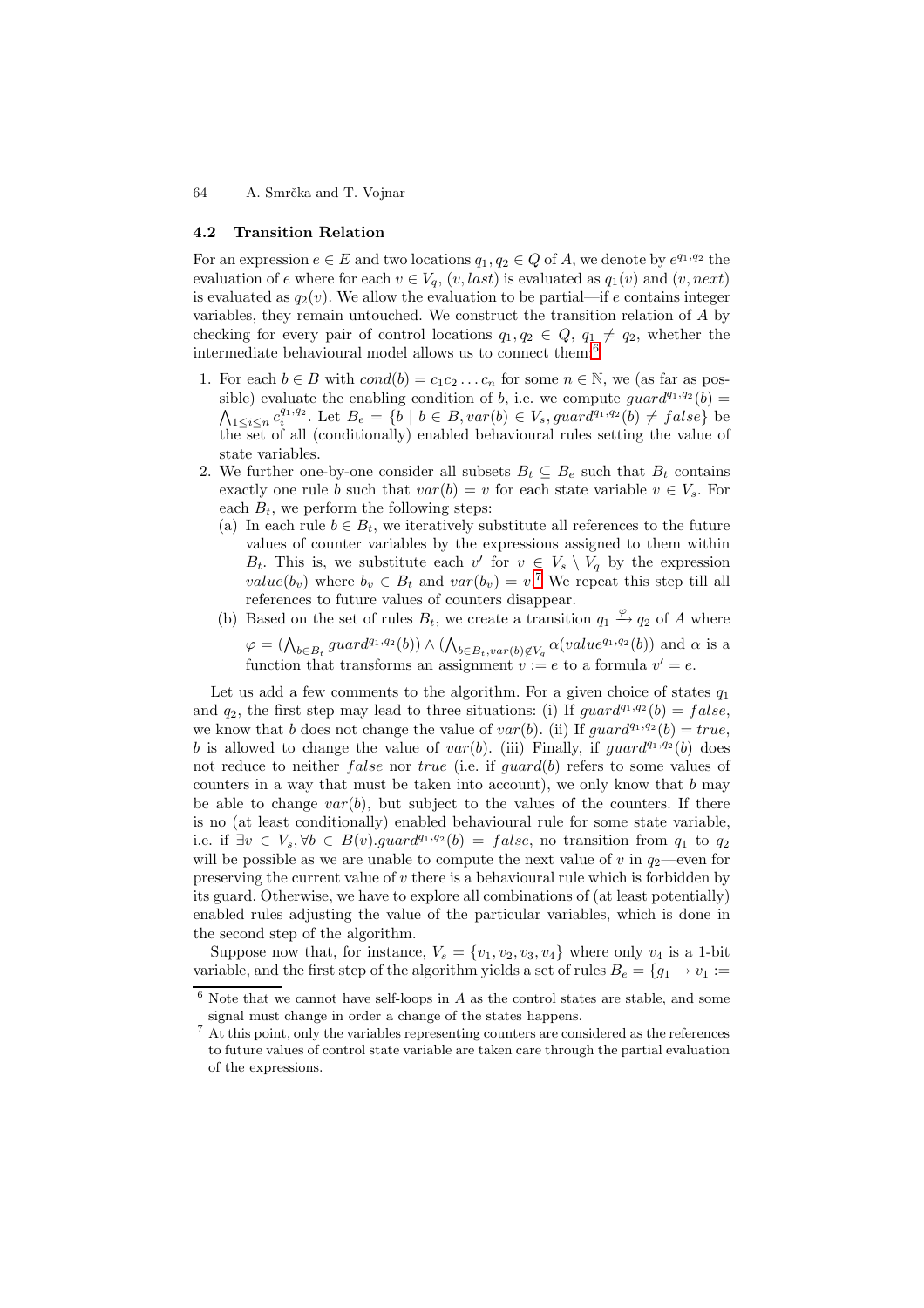### 4.2 Transition Relation

For an expression $e \in E$ and two locations $q_1, q_2 \in Q$ of $A$, we denote by $e^{q_1,q_2}$ the evaluation of $e$ where for each $v \in V_q$, $(v, last)$ is evaluated as $q_1(v)$ and $(v, next)$ is evaluated as $q_2(v)$. We allow the evaluation to be partial—if $e$ contains integer variables, they remain untouched. We construct the transition relation of $A$ by checking for every pair of control locations $q_1, q_2 \in Q$, $q_1 \neq q_2$, whether the intermediate behavioural model allows us to connect them.[6]

1. For each $b \in B$ with $cond(b) = c_1 c_2 \dots c_n$ for some $n \in \mathbb{N}$, we (as far as possible) evaluate the enabling condition of $b$, i.e. we compute $guard^{q_1,q_2}(b) = \bigwedge_{1 \leq i \leq n} c_i^{q_1,q_2}$. Let $B_e = \{b \mid b \in B, var(b) \in V_s, guard^{q_1,q_2}(b) \neq false\}$ be the set of all (conditionally) enabled behavioural rules setting the value of state variables.
2. We further one-by-one consider all subsets $B_t \subseteq B_e$ such that $B_t$ contains exactly one rule $b$ such that $var(b) = v$ for each state variable $v \in V_s$. For each $B_t$, we perform the following steps:
   (a) In each rule $b \in B_t$, we iteratively substitute all references to the future values of counter variables by the expressions assigned to them within $B_t$. This is, we substitute each $v'$ for $v \in V_s \setminus V_q$ by the expression $value(b_v)$ where $b_v \in B_t$ and $var(b_v) = v$.[7] We repeat this step till all references to future values of counters disappear.
   (b) Based on the set of rules $B_t$, we create a transition $q_1 \xrightarrow{\varphi} q_2$ of $A$ where $\varphi = (\bigwedge_{b \in B_t} guard^{q_1,q_2}(b)) \wedge (\bigwedge_{b \in B_t, var(b) \notin V_q} \alpha(value^{q_1,q_2}(b))$ and $\alpha$ is a function that transforms an assignment $v := e$ to a formula $v' = e$.

Let us add a few comments to the algorithm. For a given choice of states $q_1$ and $q_2$, the first step may lead to three situations: (i) If $guard^{q_1,q_2}(b) = false$, we know that $b$ does not change the value of $var(b)$. (ii) If $guard^{q_1,q_2}(b) = true$, $b$ is allowed to change the value of $var(b)$. (iii) Finally, if $guard^{q_1,q_2}(b)$ does not reduce to neither $false$ nor $true$ (i.e. if $guard(b)$ refers to some values of counters in a way that must be taken into account), we only know that $b$ may be able to change $var(b)$, but subject to the values of the counters. If there is no (at least conditionally) enabled behavioural rule for some state variable, i.e. if $\exists v \in V_s, \forall b \in B(v).guard^{q_1,q_2}(b) = false$, no transition from $q_1$ to $q_2$ will be possible as we are unable to compute the next value of $v$ in $q_2$—even for preserving the current value of $v$ there is a behavioural rule which is forbidden by its guard. Otherwise, we have to explore all combinations of (at least potentially) enabled rules adjusting the value of the particular variables, which is done in the second step of the algorithm.

Suppose now that, for instance, $V_s = \{v_1, v_2, v_3, v_4\}$ where only $v_4$ is a 1-bit variable, and the first step of the algorithm yields a set of rules $B_e = \{g_1 \rightarrow v_1 :=$

[6] Note that we cannot have self-loops in $A$ as the control states are stable, and some signal must change in order a change of the states happens.

[7] At this point, only the variables representing counters are considered as the references to future values of control state variable are taken care through the partial evaluation of the expressions.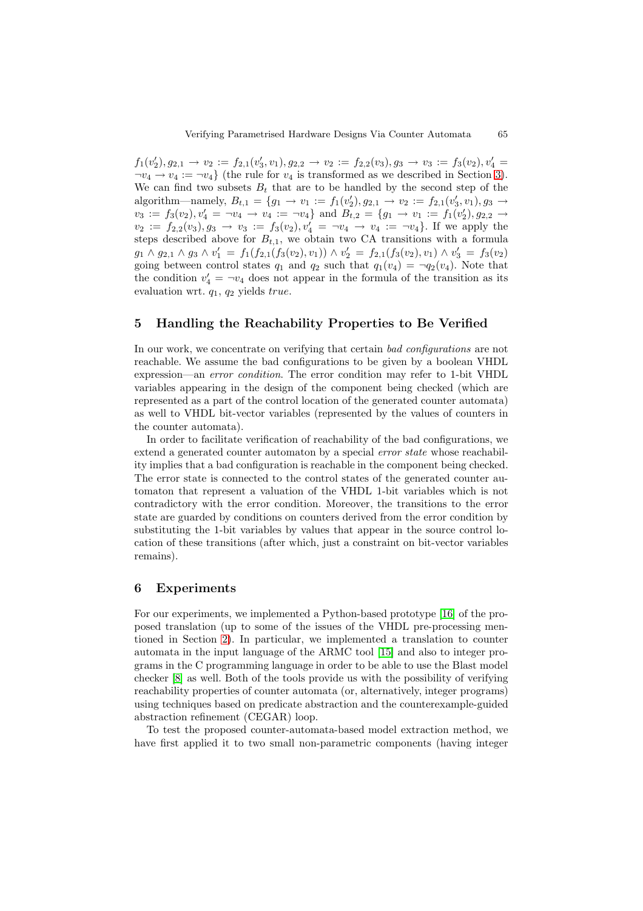$f_1(v_2'), g_{2,1} \rightarrow v_2 := f_{2,1}(v_3', v_1), g_{2,2} \rightarrow v_2 := f_{2,2}(v_3), g_3 \rightarrow v_3 := f_3(v_2), v_4' = \neg v_4 \rightarrow v_4 := \neg v_4\}$ (the rule for $v_4$ is transformed as we described in Section 3). We can find two subsets $B_t$ that are to be handled by the second step of the algorithm—namely, $B_{t,1} = \{g_1 \rightarrow v_1 := f_1(v_2'), g_{2,1} \rightarrow v_2 := f_{2,1}(v_3', v_1), g_3 \rightarrow v_3 := f_3(v_2), v_4' = \neg v_4 \rightarrow v_4 := \neg v_4\}$ and $B_{t,2} = \{g_1 \rightarrow v_1 := f_1(v_2'), g_{2,2} \rightarrow v_2 := f_{2,2}(v_3), g_3 \rightarrow v_3 := f_3(v_2), v_4' = \neg v_4 \rightarrow v_4 := \neg v_4\}$. If we apply the steps described above for $B_{t,1}$, we obtain two CA transitions with a formula $g_1 \wedge g_{2,1} \wedge g_3 \wedge v_1' = f_1(f_{2,1}(f_3(v_2), v_1)) \wedge v_2' = f_{2,1}(f_3(v_2), v_1) \wedge v_3' = f_3(v_2)$ going between control states $q_1$ and $q_2$ such that $q_1(v_4) = \neg q_2(v_4)$. Note that the condition $v_4' = \neg v_4$ does not appear in the formula of the transition as its evaluation wrt. $q_1$, $q_2$ yields *true*.

## 5 Handling the Reachability Properties to Be Verified

In our work, we concentrate on verifying that certain *bad configurations* are not reachable. We assume the bad configurations to be given by a boolean VHDL expression—an *error condition*. The error condition may refer to 1-bit VHDL variables appearing in the design of the component being checked (which are represented as a part of the control location of the generated counter automata) as well to VHDL bit-vector variables (represented by the values of counters in the counter automata).

In order to facilitate verification of reachability of the bad configurations, we extend a generated counter automaton by a special *error state* whose reachability implies that a bad configuration is reachable in the component being checked. The error state is connected to the control states of the generated counter automaton that represent a valuation of the VHDL 1-bit variables which is not contradictory with the error condition. Moreover, the transitions to the error state are guarded by conditions on counters derived from the error condition by substituting the 1-bit variables by values that appear in the source control location of these transitions (after which, just a constraint on bit-vector variables remains).

## 6 Experiments

For our experiments, we implemented a Python-based prototype [16] of the proposed translation (up to some of the issues of the VHDL pre-processing mentioned in Section 2). In particular, we implemented a translation to counter automata in the input language of the ARMC tool [15] and also to integer programs in the C programming language in order to be able to use the Blast model checker [8] as well. Both of the tools provide us with the possibility of verifying reachability properties of counter automata (or, alternatively, integer programs) using techniques based on predicate abstraction and the counterexample-guided abstraction refinement (CEGAR) loop.

To test the proposed counter-automata-based model extraction method, we have first applied it to two small non-parametric components (having integer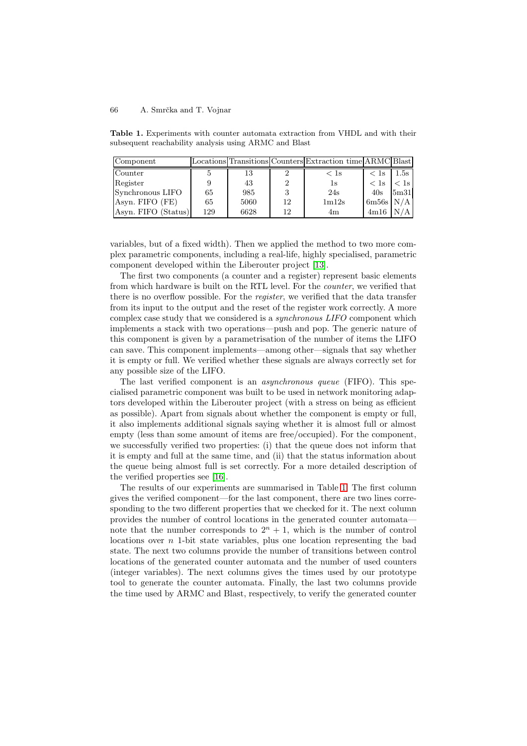**Table 1.** Experiments with counter automata extraction from VHDL and with their subsequent reachability analysis using ARMC and Blast

| Component | Locations | Transitions | Counters | Extraction time | ARMC | Blast |
|---|---|---|---|---|---|---|
| Counter | 5 | 13 | 2 | $< 1$s | $< 1$s | 1.5s |
| Register | 9 | 43 | 2 | 1s | $< 1$s | $< 1$s |
| Synchronous LIFO | 65 | 985 | 3 | 24s | 40s | 5m31 |
| Asyn. FIFO (FE) | 65 | 5060 | 12 | 1m12s | 6m56s | N/A |
| Asyn. FIFO (Status) | 129 | 6628 | 12 | 4m | 4m16 | N/A |

variables, but of a fixed width). Then we applied the method to two more complex parametric components, including a real-life, highly specialised, parametric component developed within the Liberouter project [13].

The first two components (a counter and a register) represent basic elements from which hardware is built on the RTL level. For the *counter*, we verified that there is no overflow possible. For the *register*, we verified that the data transfer from its input to the output and the reset of the register work correctly. A more complex case study that we considered is a *synchronous LIFO* component which implements a stack with two operations—push and pop. The generic nature of this component is given by a parametrisation of the number of items the LIFO can save. This component implements—among other—signals that say whether it is empty or full. We verified whether these signals are always correctly set for any possible size of the LIFO.

The last verified component is an *asynchronous queue* (FIFO). This specialised parametric component was built to be used in network monitoring adaptors developed within the Liberouter project (with a stress on being as efficient as possible). Apart from signals about whether the component is empty or full, it also implements additional signals saying whether it is almost full or almost empty (less than some amount of items are free/occupied). For the component, we successfully verified two properties: (i) that the queue does not inform that it is empty and full at the same time, and (ii) that the status information about the queue being almost full is set correctly. For a more detailed description of the verified properties see [16].

The results of our experiments are summarised in Table 1. The first column gives the verified component—for the last component, there are two lines corresponding to the two different properties that we checked for it. The next column provides the number of control locations in the generated counter automata—note that the number corresponds to $2^n + 1$, which is the number of control locations over $n$ 1-bit state variables, plus one location representing the bad state. The next two columns provide the number of transitions between control locations of the generated counter automata and the number of used counters (integer variables). The next columns gives the times used by our prototype tool to generate the counter automata. Finally, the last two columns provide the time used by ARMC and Blast, respectively, to verify the generated counter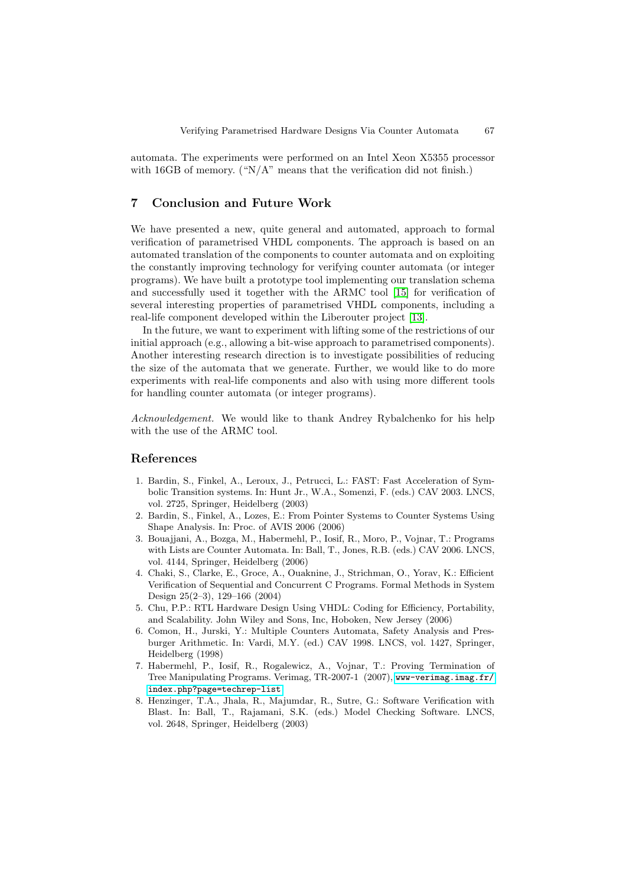automata. The experiments were performed on an Intel Xeon X5355 processor with 16GB of memory. ("N/A" means that the verification did not finish.)

## 7 Conclusion and Future Work

We have presented a new, quite general and automated, approach to formal verification of parametrised VHDL components. The approach is based on an automated translation of the components to counter automata and on exploiting the constantly improving technology for verifying counter automata (or integer programs). We have built a prototype tool implementing our translation schema and successfully used it together with the ARMC tool [15] for verification of several interesting properties of parametrised VHDL components, including a real-life component developed within the Liberouter project [13].

In the future, we want to experiment with lifting some of the restrictions of our initial approach (e.g., allowing a bit-wise approach to parametrised components). Another interesting research direction is to investigate possibilities of reducing the size of the automata that we generate. Further, we would like to do more experiments with real-life components and also with using more different tools for handling counter automata (or integer programs).

*Acknowledgement.* We would like to thank Andrey Rybalchenko for his help with the use of the ARMC tool.

## References

1. Bardin, S., Finkel, A., Leroux, J., Petrucci, L.: FAST: Fast Acceleration of Symbolic Transition systems. In: Hunt Jr., W.A., Somenzi, F. (eds.) CAV 2003. LNCS, vol. 2725, Springer, Heidelberg (2003)
2. Bardin, S., Finkel, A., Lozes, E.: From Pointer Systems to Counter Systems Using Shape Analysis. In: Proc. of AVIS 2006 (2006)
3. Bouajjani, A., Bozga, M., Habermehl, P., Iosif, R., Moro, P., Vojnar, T.: Programs with Lists are Counter Automata. In: Ball, T., Jones, R.B. (eds.) CAV 2006. LNCS, vol. 4144, Springer, Heidelberg (2006)
4. Chaki, S., Clarke, E., Groce, A., Ouaknine, J., Strichman, O., Yorav, K.: Efficient Verification of Sequential and Concurrent C Programs. Formal Methods in System Design 25(2–3), 129–166 (2004)
5. Chu, P.P.: RTL Hardware Design Using VHDL: Coding for Efficiency, Portability, and Scalability. John Wiley and Sons, Inc, Hoboken, New Jersey (2006)
6. Comon, H., Jurski, Y.: Multiple Counters Automata, Safety Analysis and Presburger Arithmetic. In: Vardi, M.Y. (ed.) CAV 1998. LNCS, vol. 1427, Springer, Heidelberg (1998)
7. Habermehl, P., Iosif, R., Rogalewicz, A., Vojnar, T.: Proving Termination of Tree Manipulating Programs. Verimag, TR-2007-1 (2007), www-verimag.imag.fr/index.php?page=techrep-list
8. Henzinger, T.A., Jhala, R., Majumdar, R., Sutre, G.: Software Verification with Blast. In: Ball, T., Rajamani, S.K. (eds.) Model Checking Software. LNCS, vol. 2648, Springer, Heidelberg (2003)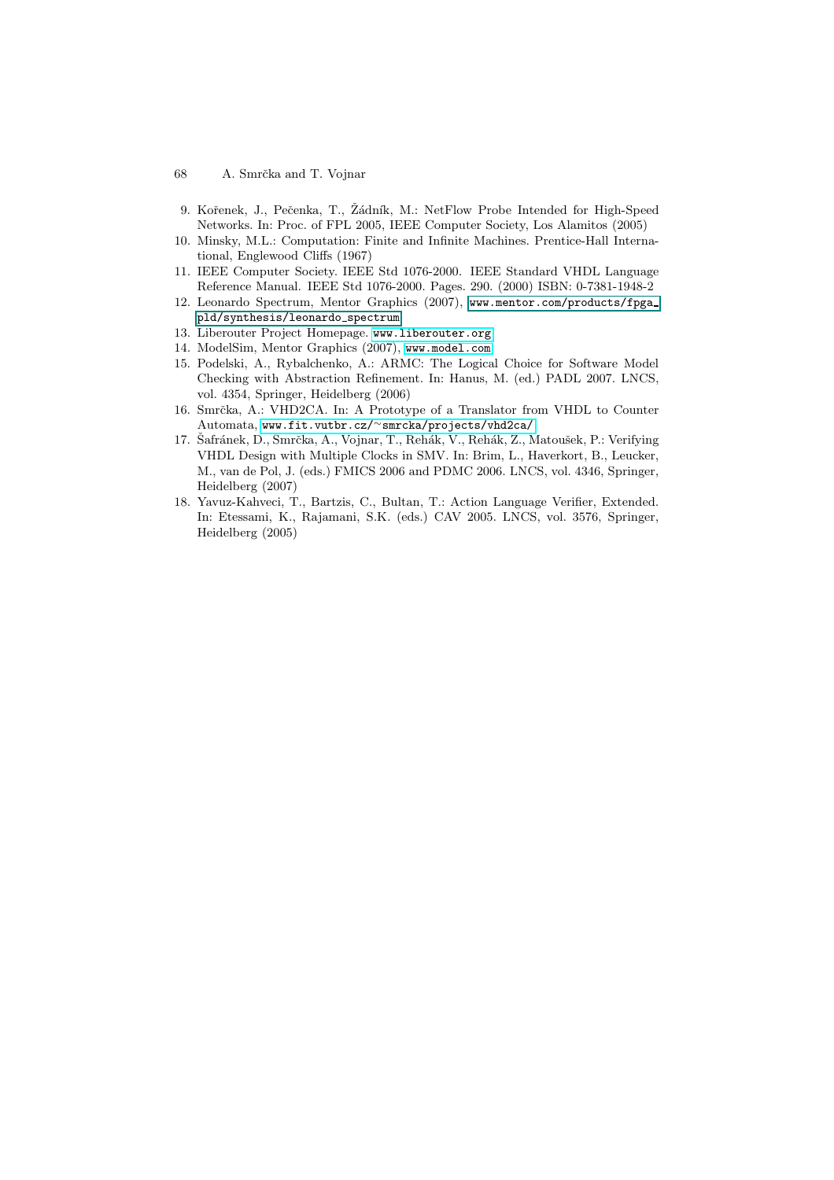9. Kořenek, J., Pečenka, T., Žádník, M.: NetFlow Probe Intended for High-Speed Networks. In: Proc. of FPL 2005, IEEE Computer Society, Los Alamitos (2005)
10. Minsky, M.L.: Computation: Finite and Infinite Machines. Prentice-Hall International, Englewood Cliffs (1967)
11. IEEE Computer Society. IEEE Std 1076-2000. IEEE Standard VHDL Language Reference Manual. IEEE Std 1076-2000. Pages. 290. (2000) ISBN: 0-7381-1948-2
12. Leonardo Spectrum, Mentor Graphics (2007), www.mentor.com/products/fpga_pld/synthesis/leonardo_spectrum
13. Liberouter Project Homepage. www.liberouter.org
14. ModelSim, Mentor Graphics (2007), www.model.com
15. Podelski, A., Rybalchenko, A.: ARMC: The Logical Choice for Software Model Checking with Abstraction Refinement. In: Hanus, M. (ed.) PADL 2007. LNCS, vol. 4354, Springer, Heidelberg (2006)
16. Smrčka, A.: VHD2CA. In: A Prototype of a Translator from VHDL to Counter Automata, www.fit.vutbr.cz/~smrcka/projects/vhd2ca/
17. Šafránek, D., Smrčka, A., Vojnar, T., Rehák, V., Rehák, Z., Matoušek, P.: Verifying VHDL Design with Multiple Clocks in SMV. In: Brim, L., Haverkort, B., Leucker, M., van de Pol, J. (eds.) FMICS 2006 and PDMC 2006. LNCS, vol. 4346, Springer, Heidelberg (2007)
18. Yavuz-Kahveci, T., Bartzis, C., Bultan, T.: Action Language Verifier, Extended. In: Etessami, K., Rajamani, S.K. (eds.) CAV 2005. LNCS, vol. 3576, Springer, Heidelberg (2005)